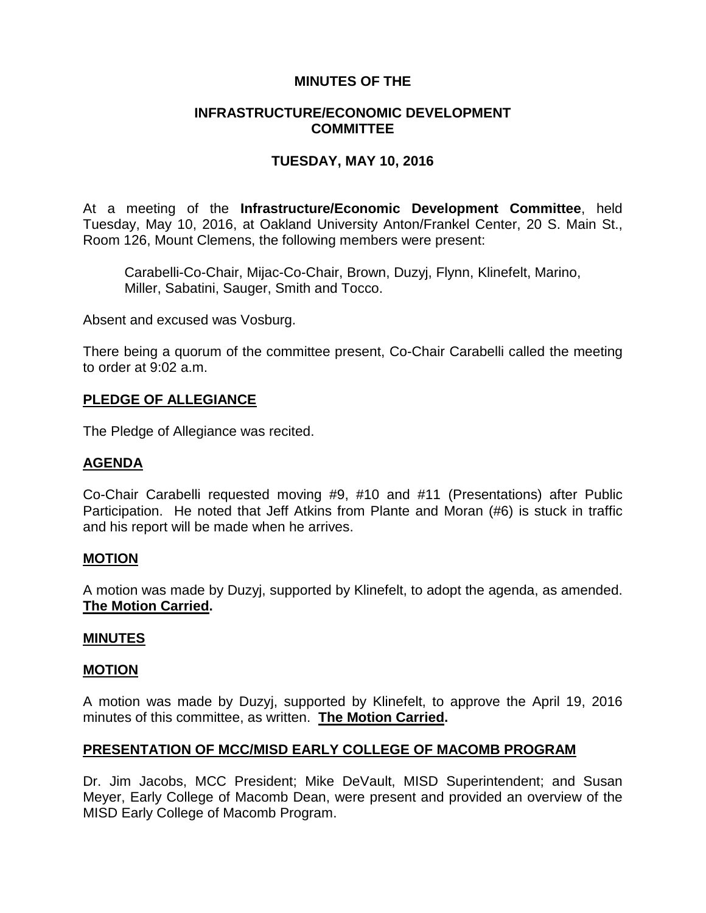# MINUTES OF THE

## INFRASTRUCTURE/ECONOMIC DEVELOPMENT COMMITTEE

## TUESDAY, MAY 10, 2016

At a meeting of the **Infrastructure/Economic Development Committee**, held Tuesday, May 10, 2016, at Oakland University Anton/Frankel Center, 20 S. Main St., Room 126, Mount Clemens, the following members were present:

> Carabelli-Co-Chair, Mijac-Co-Chair, Brown, Duzyj, Flynn, Klinefelt, Marino, Miller, Sabatini, Sauger, Smith and Tocco.

Absent and excused was Vosburg.

There being a quorum of the committee present, Co-Chair Carabelli called the meeting to order at 9:02 a.m.

### PLEDGE OF ALLEGIANCE

The Pledge of Allegiance was recited.

### AGENDA

Co-Chair Carabelli requested moving #9, #10 and #11 (Presentations) after Public Participation. He noted that Jeff Atkins from Plante and Moran (#6) is stuck in traffic and his report will be made when he arrives.

### MOTION

A motion was made by Duzyj, supported by Klinefelt, to adopt the agenda, as amended. **The Motion Carried.**

### MINUTES

### MOTION

A motion was made by Duzyj, supported by Klinefelt, to approve the April 19, 2016 minutes of this committee, as written. **The Motion Carried.**

### PRESENTATION OF MCC/MISD EARLY COLLEGE OF MACOMB PROGRAM

Dr. Jim Jacobs, MCC President; Mike DeVault, MISD Superintendent; and Susan Meyer, Early College of Macomb Dean, were present and provided an overview of the MISD Early College of Macomb Program.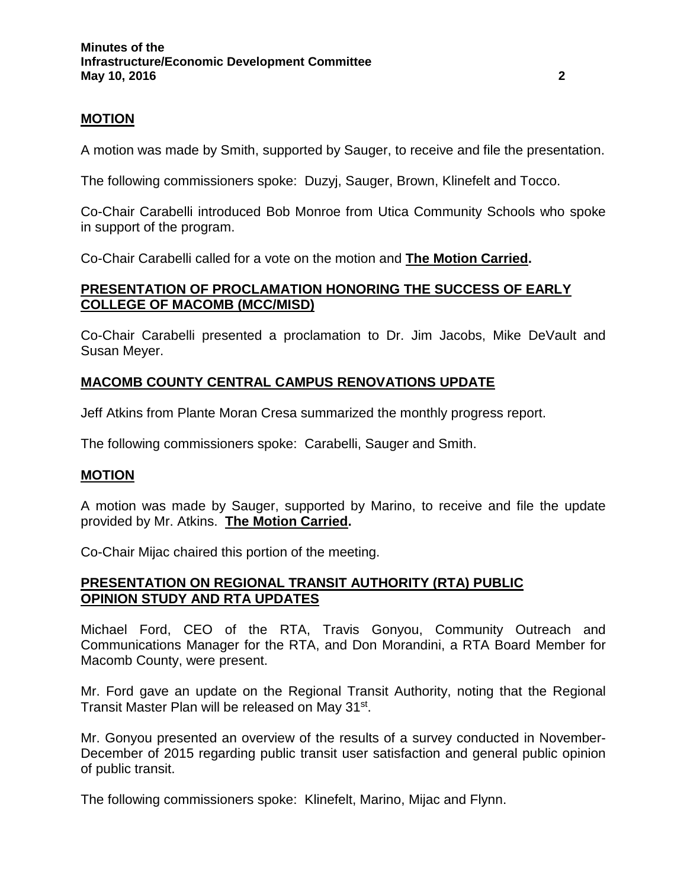## MOTION

A motion was made by Smith, supported by Sauger, to receive and file the presentation.

The following commissioners spoke: Duzyj, Sauger, Brown, Klinefelt and Tocco.

Co-Chair Carabelli introduced Bob Monroe from Utica Community Schools who spoke in support of the program.

Co-Chair Carabelli called for a vote on the motion and **The Motion Carried.**

## PRESENTATION OF PROCLAMATION HONORING THE SUCCESS OF EARLY COLLEGE OF MACOMB (MCC/MISD)

Co-Chair Carabelli presented a proclamation to Dr. Jim Jacobs, Mike DeVault and Susan Meyer.

## MACOMB COUNTY CENTRAL CAMPUS RENOVATIONS UPDATE

Jeff Atkins from Plante Moran Cresa summarized the monthly progress report.

The following commissioners spoke: Carabelli, Sauger and Smith.

## MOTION

A motion was made by Sauger, supported by Marino, to receive and file the update provided by Mr. Atkins. **The Motion Carried.**

Co-Chair Mijac chaired this portion of the meeting.

## PRESENTATION ON REGIONAL TRANSIT AUTHORITY (RTA) PUBLIC OPINION STUDY AND RTA UPDATES

Michael Ford, CEO of the RTA, Travis Gonyou, Community Outreach and Communications Manager for the RTA, and Don Morandini, a RTA Board Member for Macomb County, were present.

Mr. Ford gave an update on the Regional Transit Authority, noting that the Regional Transit Master Plan will be released on May 31st.

Mr. Gonyou presented an overview of the results of a survey conducted in November-December of 2015 regarding public transit user satisfaction and general public opinion of public transit.

The following commissioners spoke: Klinefelt, Marino, Mijac and Flynn.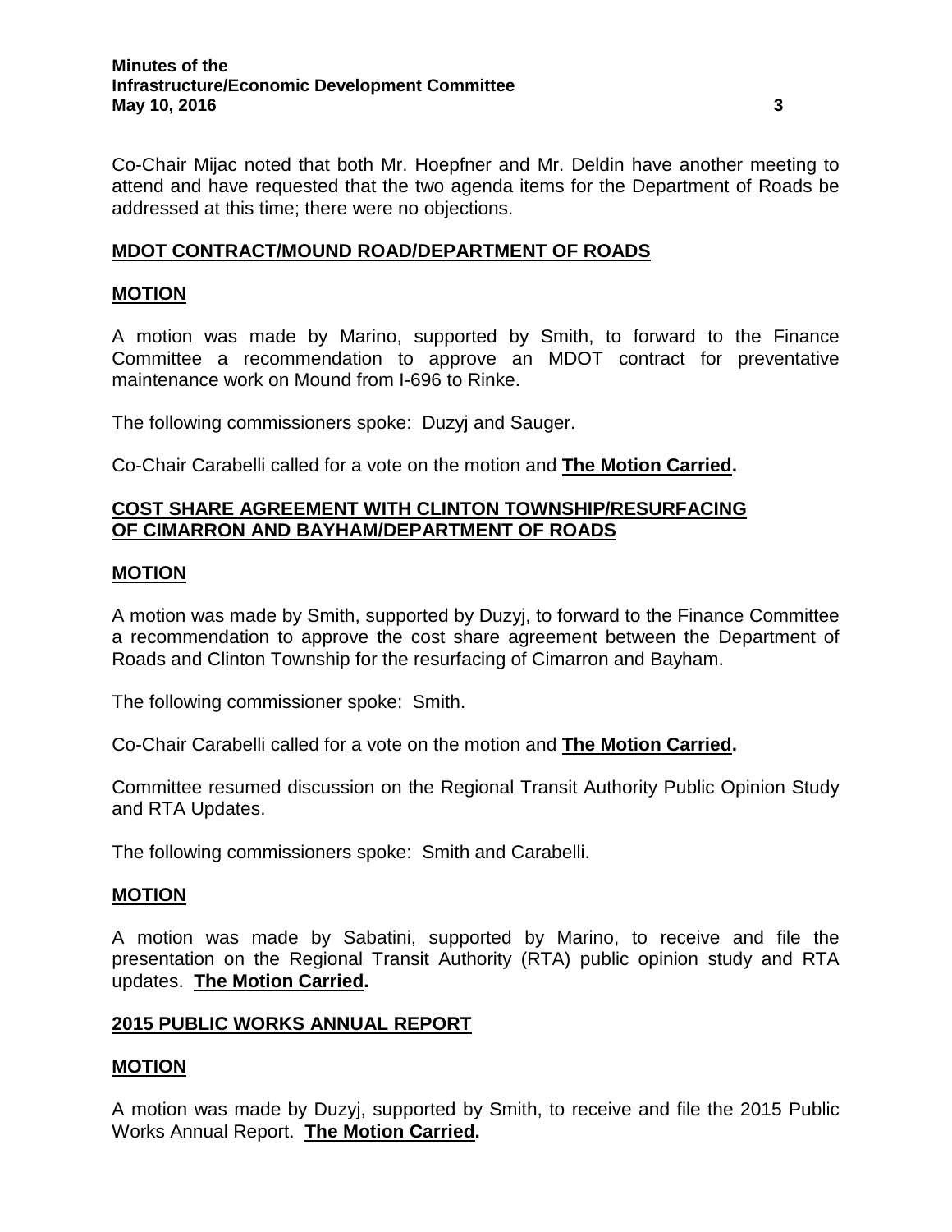Co-Chair Mijac noted that both Mr. Hoepfner and Mr. Deldin have another meeting to attend and have requested that the two agenda items for the Department of Roads be addressed at this time; there were no objections.

## MDOT CONTRACT/MOUND ROAD/DEPARTMENT OF ROADS

### MOTION

A motion was made by Marino, supported by Smith, to forward to the Finance Committee a recommendation to approve an MDOT contract for preventative maintenance work on Mound from I-696 to Rinke.

The following commissioners spoke: Duzyj and Sauger.

Co-Chair Carabelli called for a vote on the motion and **The Motion Carried.**

## COST SHARE AGREEMENT WITH CLINTON TOWNSHIP/RESURFACING OF CIMARRON AND BAYHAM/DEPARTMENT OF ROADS

### MOTION

A motion was made by Smith, supported by Duzyj, to forward to the Finance Committee a recommendation to approve the cost share agreement between the Department of Roads and Clinton Township for the resurfacing of Cimarron and Bayham.

The following commissioner spoke: Smith.

Co-Chair Carabelli called for a vote on the motion and **The Motion Carried.**

Committee resumed discussion on the Regional Transit Authority Public Opinion Study and RTA Updates.

The following commissioners spoke: Smith and Carabelli.

### MOTION

A motion was made by Sabatini, supported by Marino, to receive and file the presentation on the Regional Transit Authority (RTA) public opinion study and RTA updates. **The Motion Carried.**

## 2015 PUBLIC WORKS ANNUAL REPORT

### MOTION

A motion was made by Duzyj, supported by Smith, to receive and file the 2015 Public Works Annual Report. **The Motion Carried.**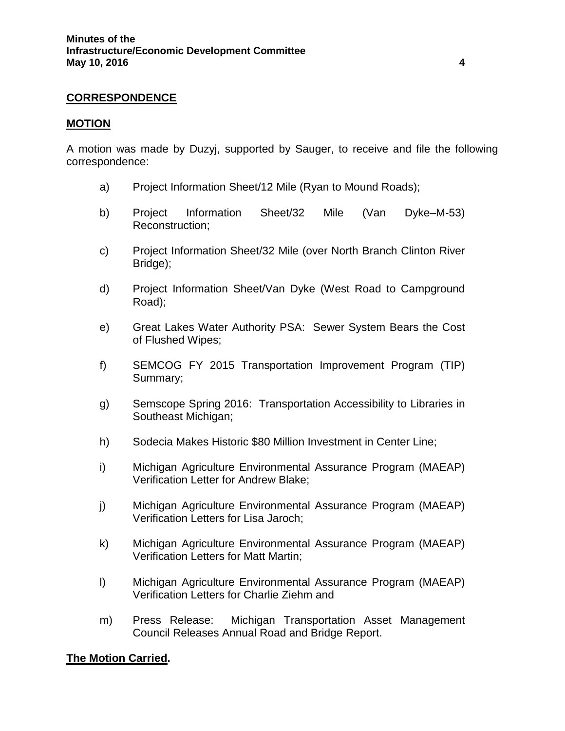**CORRESPONDENCE**

**MOTION**

A motion was made by Duzyj, supported by Sauger, to receive and file the following correspondence:

a) Project Information Sheet/12 Mile (Ryan to Mound Roads);

b) Project Information Sheet/32 Mile (Van Dyke–M-53) Reconstruction;

c) Project Information Sheet/32 Mile (over North Branch Clinton River Bridge);

d) Project Information Sheet/Van Dyke (West Road to Campground Road);

e) Great Lakes Water Authority PSA: Sewer System Bears the Cost of Flushed Wipes;

f) SEMCOG FY 2015 Transportation Improvement Program (TIP) Summary;

g) Semscope Spring 2016: Transportation Accessibility to Libraries in Southeast Michigan;

h) Sodecia Makes Historic $80 Million Investment in Center Line;

i) Michigan Agriculture Environmental Assurance Program (MAEAP) Verification Letter for Andrew Blake;

j) Michigan Agriculture Environmental Assurance Program (MAEAP) Verification Letters for Lisa Jaroch;

k) Michigan Agriculture Environmental Assurance Program (MAEAP) Verification Letters for Matt Martin;

l) Michigan Agriculture Environmental Assurance Program (MAEAP) Verification Letters for Charlie Ziehm and

m) Press Release: Michigan Transportation Asset Management Council Releases Annual Road and Bridge Report.

**The Motion Carried.**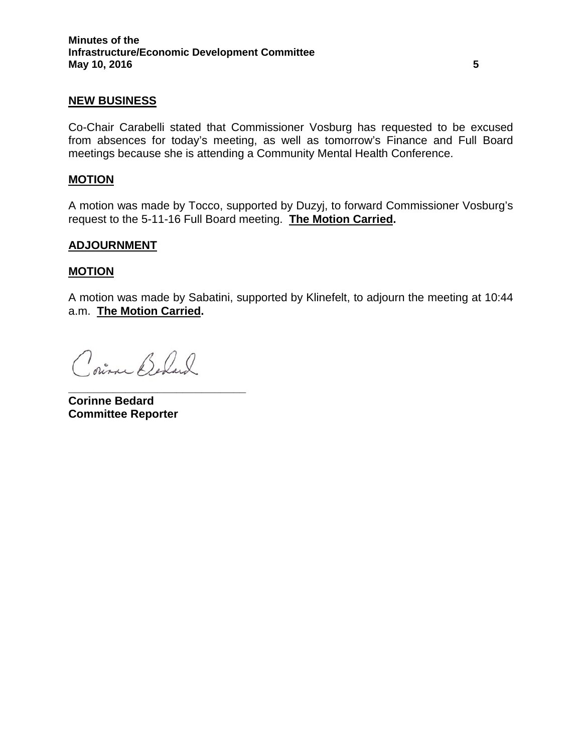## NEW BUSINESS

Co-Chair Carabelli stated that Commissioner Vosburg has requested to be excused from absences for today's meeting, as well as tomorrow's Finance and Full Board meetings because she is attending a Community Mental Health Conference.

## MOTION

A motion was made by Tocco, supported by Duzyj, to forward Commissioner Vosburg's request to the 5-11-16 Full Board meeting. **The Motion Carried.**

## ADJOURNMENT

## MOTION

A motion was made by Sabatini, supported by Klinefelt, to adjourn the meeting at 10:44 a.m. **The Motion Carried.**

Corinne Bedard

______________________________

**Corinne Bedard**
**Committee Reporter**